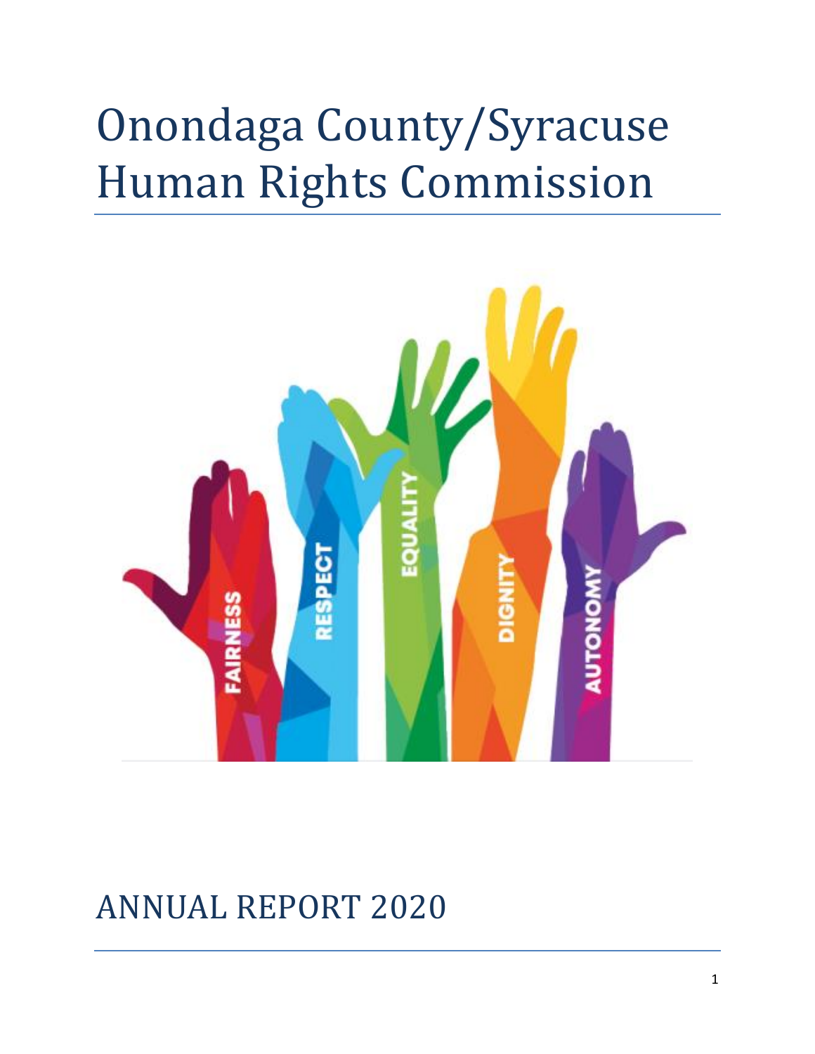# Onondaga County/Syracuse Human Rights Commission

FAIRNESS RESPECT EQUALITY DIGNITY AUTONOMY

# ANNUAL REPORT 2020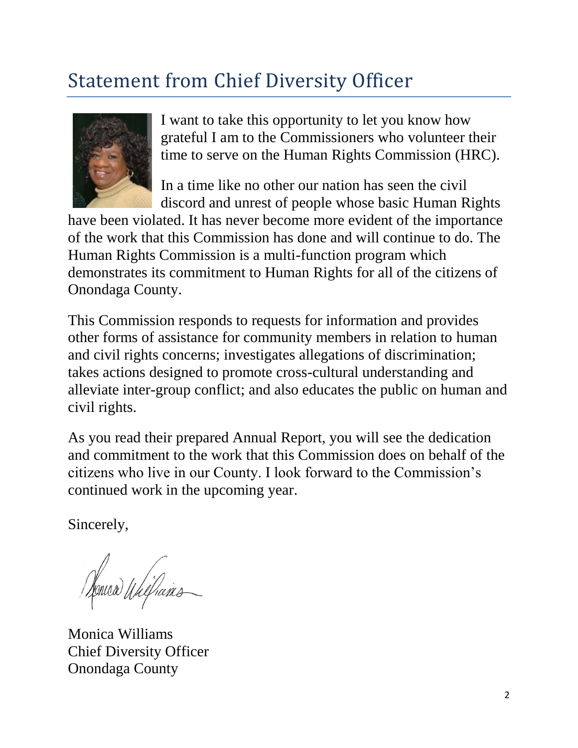# Statement from Chief Diversity Officer

I want to take this opportunity to let you know how grateful I am to the Commissioners who volunteer their time to serve on the Human Rights Commission (HRC).

In a time like no other our nation has seen the civil discord and unrest of people whose basic Human Rights have been violated. It has never become more evident of the importance of the work that this Commission has done and will continue to do. The Human Rights Commission is a multi-function program which demonstrates its commitment to Human Rights for all of the citizens of Onondaga County.

This Commission responds to requests for information and provides other forms of assistance for community members in relation to human and civil rights concerns; investigates allegations of discrimination; takes actions designed to promote cross-cultural understanding and alleviate inter-group conflict; and also educates the public on human and civil rights.

As you read their prepared Annual Report, you will see the dedication and commitment to the work that this Commission does on behalf of the citizens who live in our County. I look forward to the Commission's continued work in the upcoming year.

Sincerely,

Monica Williams
Chief Diversity Officer
Onondaga County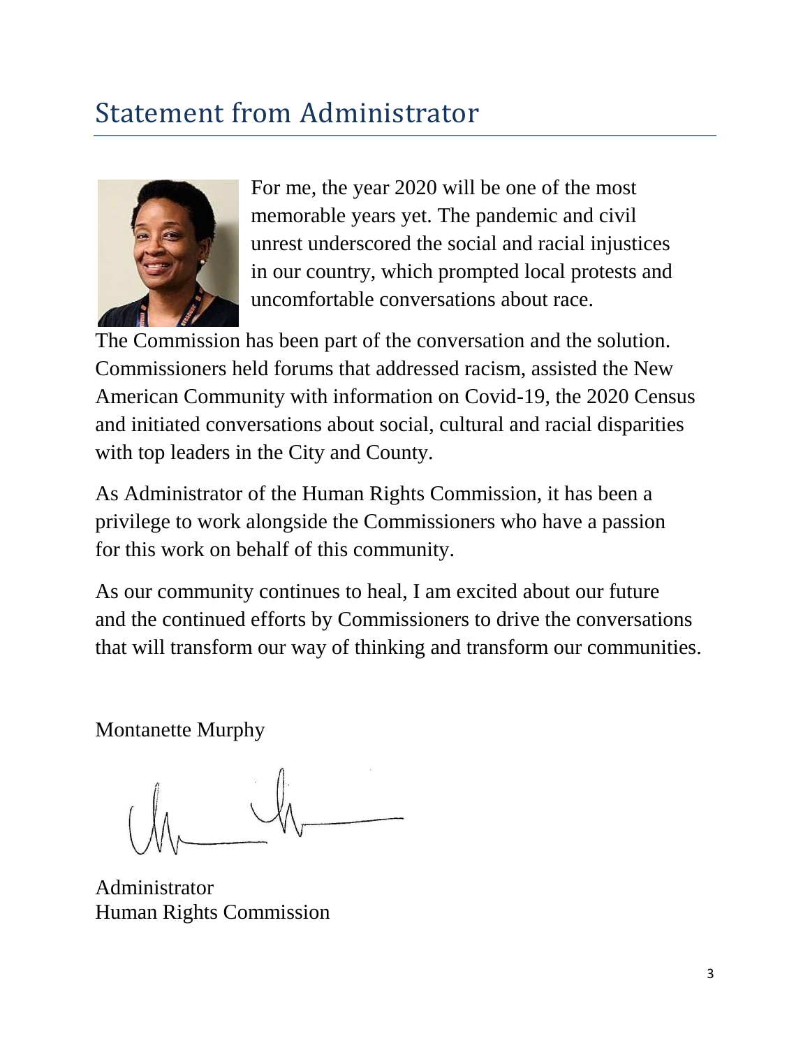# Statement from Administrator

For me, the year 2020 will be one of the most memorable years yet. The pandemic and civil unrest underscored the social and racial injustices in our country, which prompted local protests and uncomfortable conversations about race. The Commission has been part of the conversation and the solution. Commissioners held forums that addressed racism, assisted the New American Community with information on Covid-19, the 2020 Census and initiated conversations about social, cultural and racial disparities with top leaders in the City and County.

As Administrator of the Human Rights Commission, it has been a privilege to work alongside the Commissioners who have a passion for this work on behalf of this community.

As our community continues to heal, I am excited about our future and the continued efforts by Commissioners to drive the conversations that will transform our way of thinking and transform our communities.

Montanette Murphy

Administrator
Human Rights Commission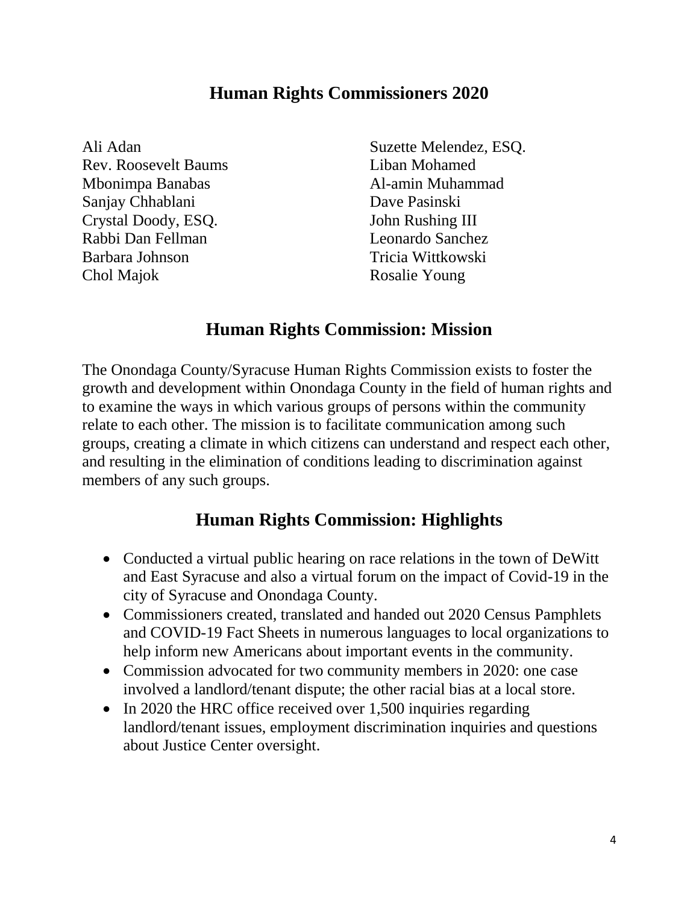## Human Rights Commissioners 2020

Ali Adan
Rev. Roosevelt Baums
Mbonimpa Banabas
Sanjay Chhablani
Crystal Doody, ESQ.
Rabbi Dan Fellman
Barbara Johnson
Chol Majok
Suzette Melendez, ESQ.
Liban Mohamed
Al-amin Muhammad
Dave Pasinski
John Rushing III
Leonardo Sanchez
Tricia Wittkowski
Rosalie Young

## Human Rights Commission: Mission

The Onondaga County/Syracuse Human Rights Commission exists to foster the growth and development within Onondaga County in the field of human rights and to examine the ways in which various groups of persons within the community relate to each other. The mission is to facilitate communication among such groups, creating a climate in which citizens can understand and respect each other, and resulting in the elimination of conditions leading to discrimination against members of any such groups.

## Human Rights Commission: Highlights

- Conducted a virtual public hearing on race relations in the town of DeWitt and East Syracuse and also a virtual forum on the impact of Covid-19 in the city of Syracuse and Onondaga County.
- Commissioners created, translated and handed out 2020 Census Pamphlets and COVID-19 Fact Sheets in numerous languages to local organizations to help inform new Americans about important events in the community.
- Commission advocated for two community members in 2020: one case involved a landlord/tenant dispute; the other racial bias at a local store.
- In 2020 the HRC office received over 1,500 inquiries regarding landlord/tenant issues, employment discrimination inquiries and questions about Justice Center oversight.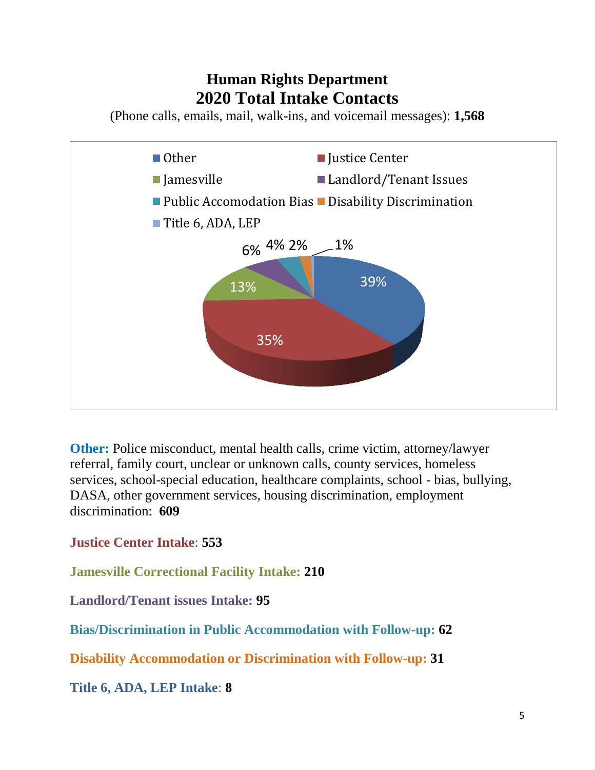# Human Rights Department

## 2020 Total Intake Contacts

(Phone calls, emails, mail, walk-ins, and voicemail messages): **1,568**

| Category | Percentage |
|---|---|
| Other | 39% |
| Justice Center | 35% |
| Jamesville | 13% |
| Landlord/Tenant Issues | 6% |
| Public Accomodation Bias | 4% |
| Disability Discrimination | 2% |
| Title 6, ADA, LEP | 1% |

**Other:** Police misconduct, mental health calls, crime victim, attorney/lawyer referral, family court, unclear or unknown calls, county services, homeless services, school-special education, healthcare complaints, school - bias, bullying, DASA, other government services, housing discrimination, employment discrimination: **609**

**Justice Center Intake**: **553**

**Jamesville Correctional Facility Intake: 210**

**Landlord/Tenant issues Intake: 95**

**Bias/Discrimination in Public Accommodation with Follow-up: 62**

**Disability Accommodation or Discrimination with Follow-up: 31**

**Title 6, ADA, LEP Intake**: **8**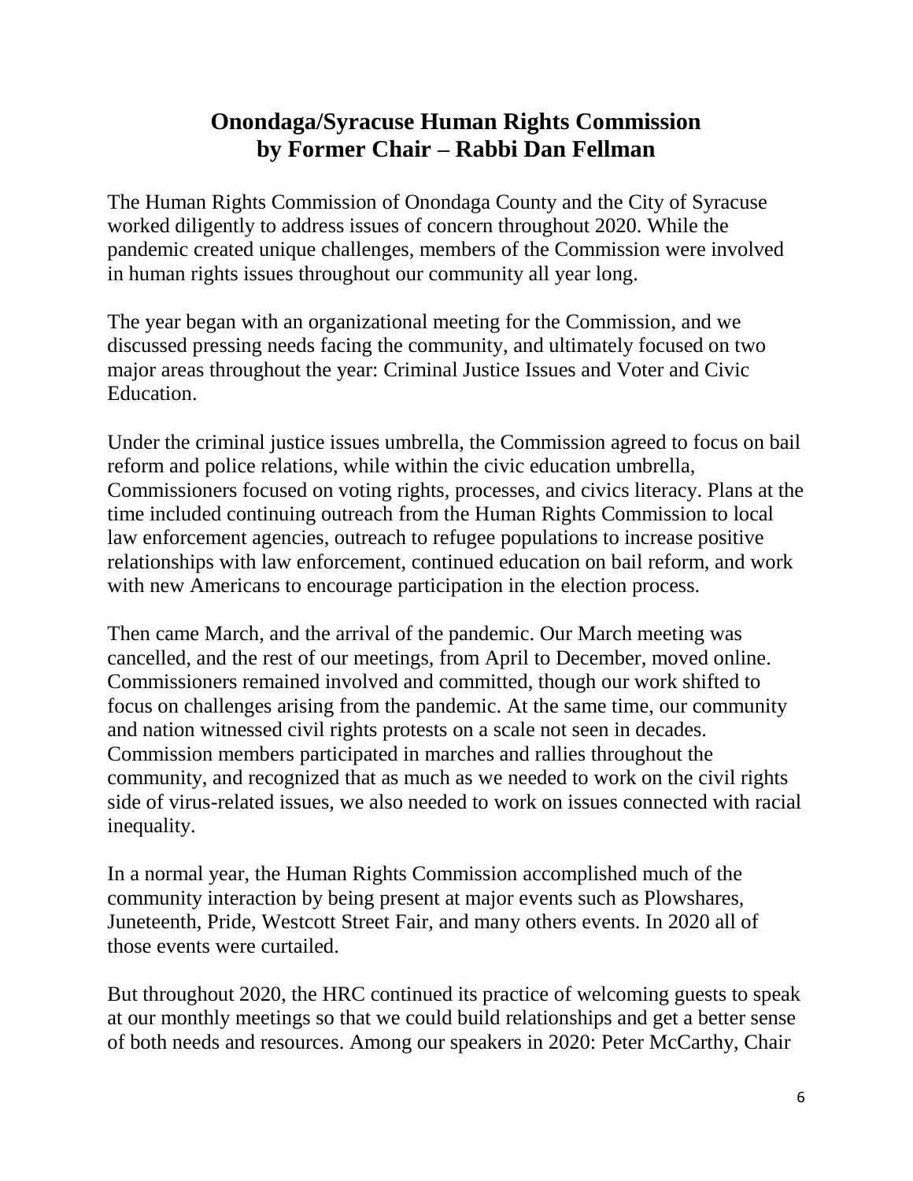# Onondaga/Syracuse Human Rights Commission
# by Former Chair – Rabbi Dan Fellman

The Human Rights Commission of Onondaga County and the City of Syracuse worked diligently to address issues of concern throughout 2020. While the pandemic created unique challenges, members of the Commission were involved in human rights issues throughout our community all year long.

The year began with an organizational meeting for the Commission, and we discussed pressing needs facing the community, and ultimately focused on two major areas throughout the year: Criminal Justice Issues and Voter and Civic Education.

Under the criminal justice issues umbrella, the Commission agreed to focus on bail reform and police relations, while within the civic education umbrella, Commissioners focused on voting rights, processes, and civics literacy. Plans at the time included continuing outreach from the Human Rights Commission to local law enforcement agencies, outreach to refugee populations to increase positive relationships with law enforcement, continued education on bail reform, and work with new Americans to encourage participation in the election process.

Then came March, and the arrival of the pandemic. Our March meeting was cancelled, and the rest of our meetings, from April to December, moved online. Commissioners remained involved and committed, though our work shifted to focus on challenges arising from the pandemic. At the same time, our community and nation witnessed civil rights protests on a scale not seen in decades. Commission members participated in marches and rallies throughout the community, and recognized that as much as we needed to work on the civil rights side of virus-related issues, we also needed to work on issues connected with racial inequality.

In a normal year, the Human Rights Commission accomplished much of the community interaction by being present at major events such as Plowshares, Juneteenth, Pride, Westcott Street Fair, and many others events. In 2020 all of those events were curtailed.

But throughout 2020, the HRC continued its practice of welcoming guests to speak at our monthly meetings so that we could build relationships and get a better sense of both needs and resources. Among our speakers in 2020: Peter McCarthy, Chair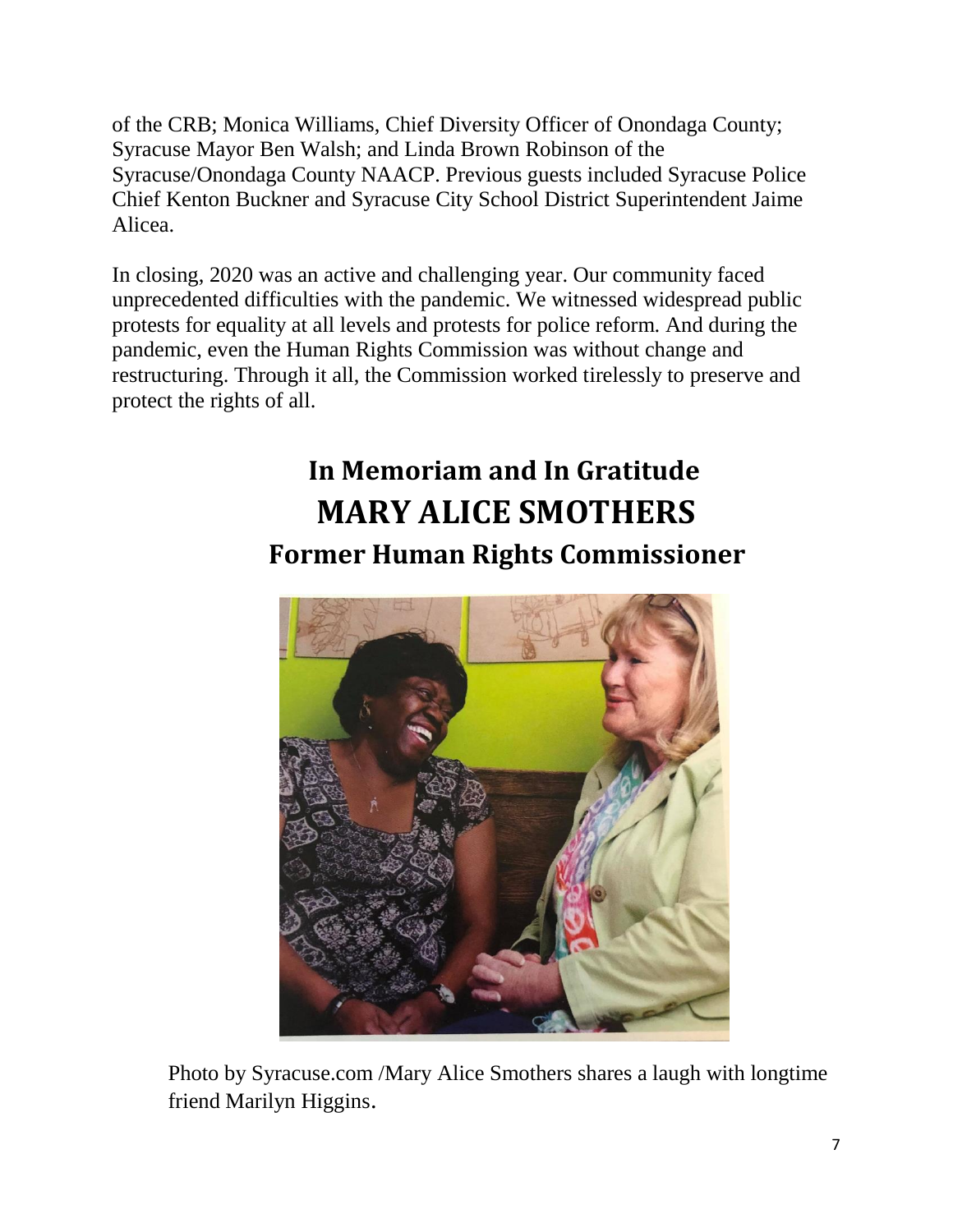of the CRB; Monica Williams, Chief Diversity Officer of Onondaga County; Syracuse Mayor Ben Walsh; and Linda Brown Robinson of the Syracuse/Onondaga County NAACP. Previous guests included Syracuse Police Chief Kenton Buckner and Syracuse City School District Superintendent Jaime Alicea.

In closing, 2020 was an active and challenging year. Our community faced unprecedented difficulties with the pandemic. We witnessed widespread public protests for equality at all levels and protests for police reform. And during the pandemic, even the Human Rights Commission was without change and restructuring. Through it all, the Commission worked tirelessly to preserve and protect the rights of all.

## In Memoriam and In Gratitude

# MARY ALICE SMOTHERS

## Former Human Rights Commissioner

Photo by Syracuse.com /Mary Alice Smothers shares a laugh with longtime friend Marilyn Higgins.